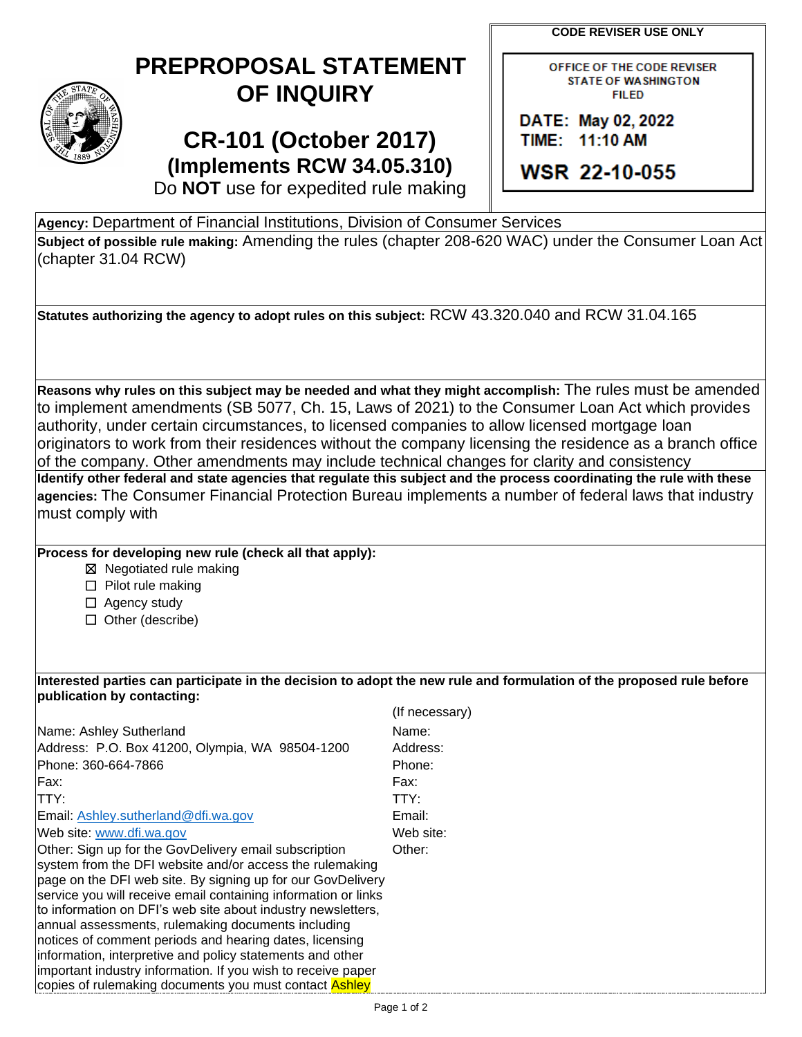# PREPROPOSAL STATEMENT OF INQUIRY

## CR-101 (October 2017)

### (Implements RCW 34.05.310)

Do **NOT** use for expedited rule making

**CODE REVISER USE ONLY**

OFFICE OF THE CODE REVISER
STATE OF WASHINGTON
FILED

DATE: May 02, 2022
TIME: 11:10 AM

WSR 22-10-055

**Agency:** Department of Financial Institutions, Division of Consumer Services

**Subject of possible rule making:** Amending the rules (chapter 208-620 WAC) under the Consumer Loan Act (chapter 31.04 RCW)

**Statutes authorizing the agency to adopt rules on this subject:** RCW 43.320.040 and RCW 31.04.165

**Reasons why rules on this subject may be needed and what they might accomplish:** The rules must be amended to implement amendments (SB 5077, Ch. 15, Laws of 2021) to the Consumer Loan Act which provides authority, under certain circumstances, to licensed companies to allow licensed mortgage loan originators to work from their residences without the company licensing the residence as a branch office of the company. Other amendments may include technical changes for clarity and consistency

**Identify other federal and state agencies that regulate this subject and the process coordinating the rule with these agencies:** The Consumer Financial Protection Bureau implements a number of federal laws that industry must comply with

**Process for developing new rule (check all that apply):**

- ☒ Negotiated rule making
- ☐ Pilot rule making
- ☐ Agency study
- ☐ Other (describe)

**Interested parties can participate in the decision to adopt the new rule and formulation of the proposed rule before publication by contacting:**

| | (If necessary) |
|---|---|
| Name: Ashley Sutherland | Name: |
| Address: P.O. Box 41200, Olympia, WA 98504-1200 | Address: |
| Phone: 360-664-7866 | Phone: |
| Fax: | Fax: |
| TTY: | TTY: |
| Email: Ashley.sutherland@dfi.wa.gov | Email: |
| Web site: www.dfi.wa.gov | Web site: |
| Other: Sign up for the GovDelivery email subscription system from the DFI website and/or access the rulemaking page on the DFI web site. By signing up for our GovDelivery service you will receive email containing information or links to information on DFI's web site about industry newsletters, annual assessments, rulemaking documents including notices of comment periods and hearing dates, licensing information, interpretive and policy statements and other important industry information. If you wish to receive paper copies of rulemaking documents you must contact Ashley | Other: |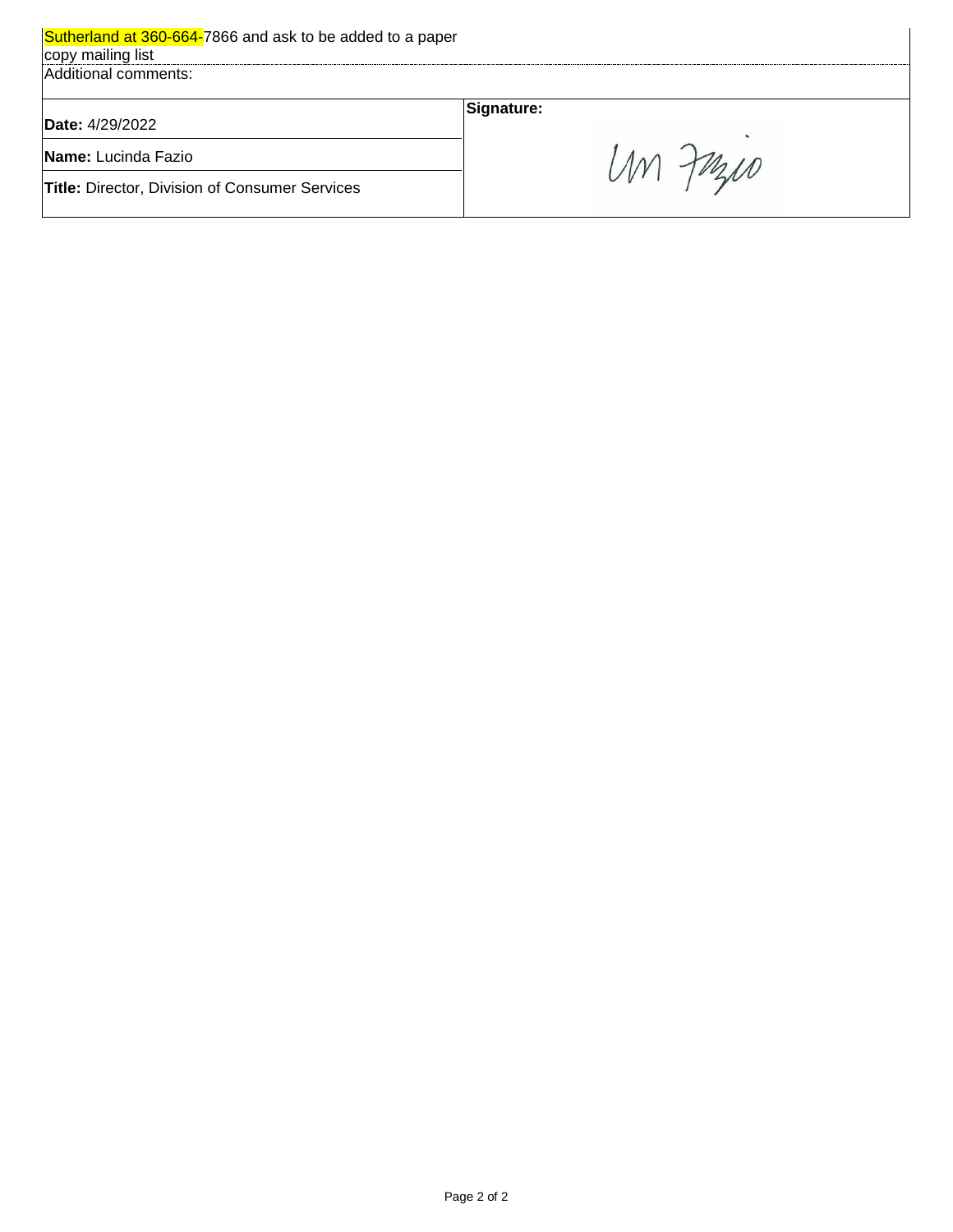Sutherland at 360-664-7866 and ask to be added to a paper copy mailing list

Additional comments:

| | |
|---|---|
| **Date:** 4/29/2022 | **Signature:** |
| **Name:** Lucinda Fazio | |
| **Title:** Director, Division of Consumer Services | |